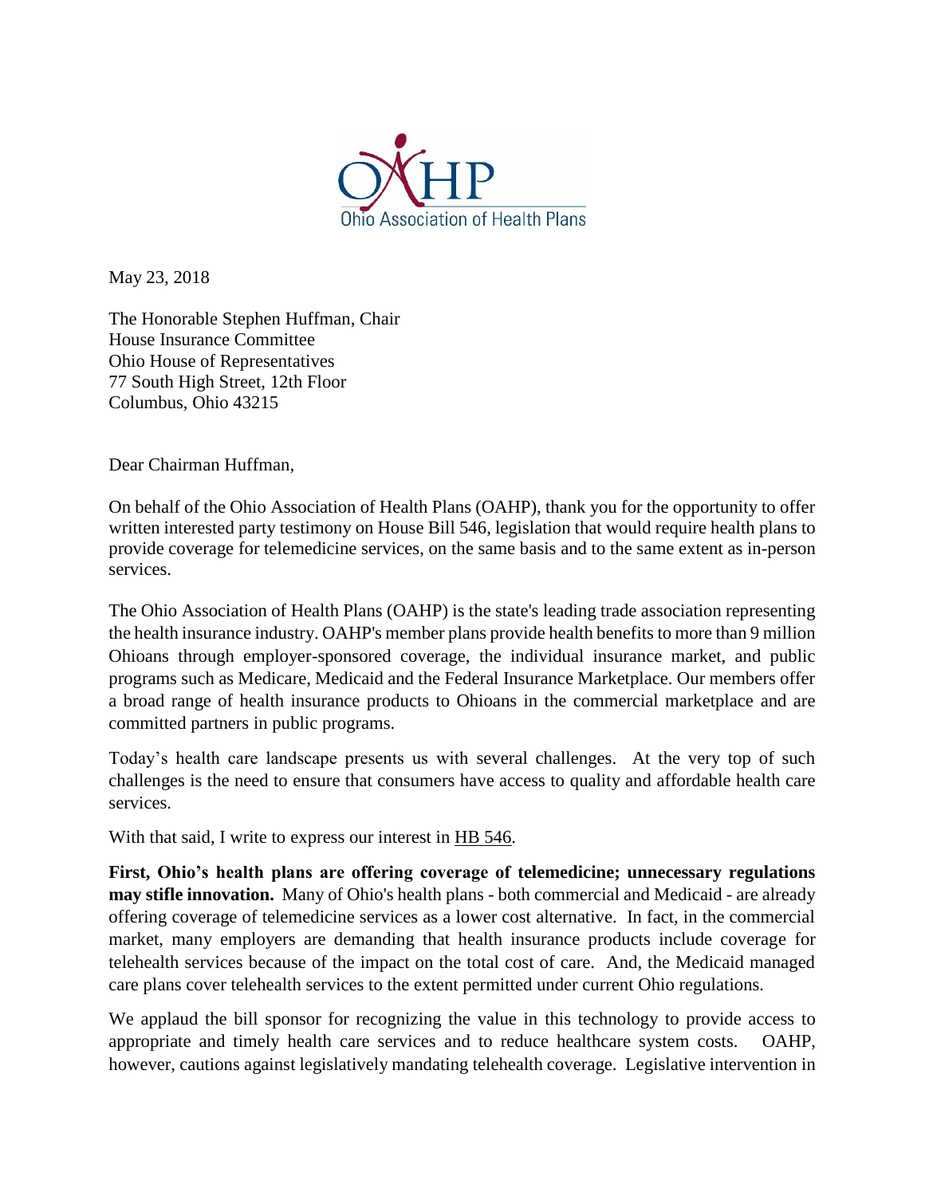OAHP

Ohio Association of Health Plans

May 23, 2018

The Honorable Stephen Huffman, Chair
House Insurance Committee
Ohio House of Representatives
77 South High Street, 12th Floor
Columbus, Ohio 43215

Dear Chairman Huffman,

On behalf of the Ohio Association of Health Plans (OAHP), thank you for the opportunity to offer written interested party testimony on House Bill 546, legislation that would require health plans to provide coverage for telemedicine services, on the same basis and to the same extent as in-person services.

The Ohio Association of Health Plans (OAHP) is the state's leading trade association representing the health insurance industry. OAHP's member plans provide health benefits to more than 9 million Ohioans through employer-sponsored coverage, the individual insurance market, and public programs such as Medicare, Medicaid and the Federal Insurance Marketplace. Our members offer a broad range of health insurance products to Ohioans in the commercial marketplace and are committed partners in public programs.

Today's health care landscape presents us with several challenges. At the very top of such challenges is the need to ensure that consumers have access to quality and affordable health care services.

With that said, I write to express our interest in HB 546.

**First, Ohio's health plans are offering coverage of telemedicine; unnecessary regulations may stifle innovation.** Many of Ohio's health plans - both commercial and Medicaid - are already offering coverage of telemedicine services as a lower cost alternative. In fact, in the commercial market, many employers are demanding that health insurance products include coverage for telehealth services because of the impact on the total cost of care. And, the Medicaid managed care plans cover telehealth services to the extent permitted under current Ohio regulations.

We applaud the bill sponsor for recognizing the value in this technology to provide access to appropriate and timely health care services and to reduce healthcare system costs. OAHP, however, cautions against legislatively mandating telehealth coverage. Legislative intervention in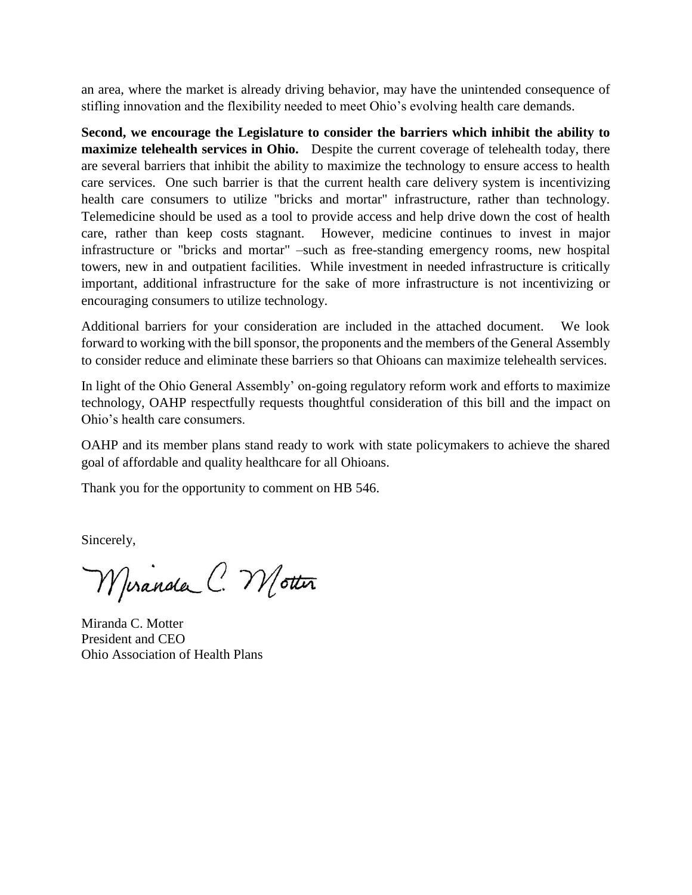an area, where the market is already driving behavior, may have the unintended consequence of stifling innovation and the flexibility needed to meet Ohio's evolving health care demands.

**Second, we encourage the Legislature to consider the barriers which inhibit the ability to maximize telehealth services in Ohio.** Despite the current coverage of telehealth today, there are several barriers that inhibit the ability to maximize the technology to ensure access to health care services. One such barrier is that the current health care delivery system is incentivizing health care consumers to utilize "bricks and mortar" infrastructure, rather than technology. Telemedicine should be used as a tool to provide access and help drive down the cost of health care, rather than keep costs stagnant. However, medicine continues to invest in major infrastructure or "bricks and mortar" –such as free-standing emergency rooms, new hospital towers, new in and outpatient facilities. While investment in needed infrastructure is critically important, additional infrastructure for the sake of more infrastructure is not incentivizing or encouraging consumers to utilize technology.

Additional barriers for your consideration are included in the attached document. We look forward to working with the bill sponsor, the proponents and the members of the General Assembly to consider reduce and eliminate these barriers so that Ohioans can maximize telehealth services.

In light of the Ohio General Assembly' on-going regulatory reform work and efforts to maximize technology, OAHP respectfully requests thoughtful consideration of this bill and the impact on Ohio's health care consumers.

OAHP and its member plans stand ready to work with state policymakers to achieve the shared goal of affordable and quality healthcare for all Ohioans.

Thank you for the opportunity to comment on HB 546.

Sincerely,

Miranda C. Motter

Miranda C. Motter
President and CEO
Ohio Association of Health Plans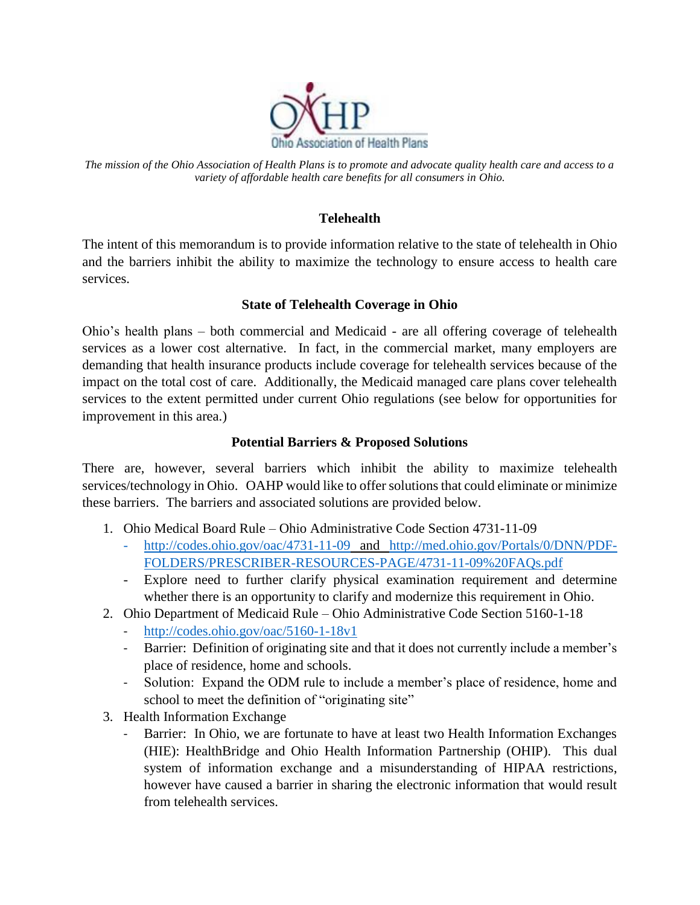*The mission of the Ohio Association of Health Plans is to promote and advocate quality health care and access to a variety of affordable health care benefits for all consumers in Ohio.*

## Telehealth

The intent of this memorandum is to provide information relative to the state of telehealth in Ohio and the barriers inhibit the ability to maximize the technology to ensure access to health care services.

### State of Telehealth Coverage in Ohio

Ohio's health plans – both commercial and Medicaid - are all offering coverage of telehealth services as a lower cost alternative. In fact, in the commercial market, many employers are demanding that health insurance products include coverage for telehealth services because of the impact on the total cost of care. Additionally, the Medicaid managed care plans cover telehealth services to the extent permitted under current Ohio regulations (see below for opportunities for improvement in this area.)

### Potential Barriers & Proposed Solutions

There are, however, several barriers which inhibit the ability to maximize telehealth services/technology in Ohio. OAHP would like to offer solutions that could eliminate or minimize these barriers. The barriers and associated solutions are provided below.

1. Ohio Medical Board Rule – Ohio Administrative Code Section 4731-11-09
   - http://codes.ohio.gov/oac/4731-11-09 and http://med.ohio.gov/Portals/0/DNN/PDF-FOLDERS/PRESCRIBER-RESOURCES-PAGE/4731-11-09%20FAQs.pdf
   - Explore need to further clarify physical examination requirement and determine whether there is an opportunity to clarify and modernize this requirement in Ohio.
2. Ohio Department of Medicaid Rule – Ohio Administrative Code Section 5160-1-18
   - http://codes.ohio.gov/oac/5160-1-18v1
   - Barrier: Definition of originating site and that it does not currently include a member's place of residence, home and schools.
   - Solution: Expand the ODM rule to include a member's place of residence, home and school to meet the definition of "originating site"
3. Health Information Exchange
   - Barrier: In Ohio, we are fortunate to have at least two Health Information Exchanges (HIE): HealthBridge and Ohio Health Information Partnership (OHIP). This dual system of information exchange and a misunderstanding of HIPAA restrictions, however have caused a barrier in sharing the electronic information that would result from telehealth services.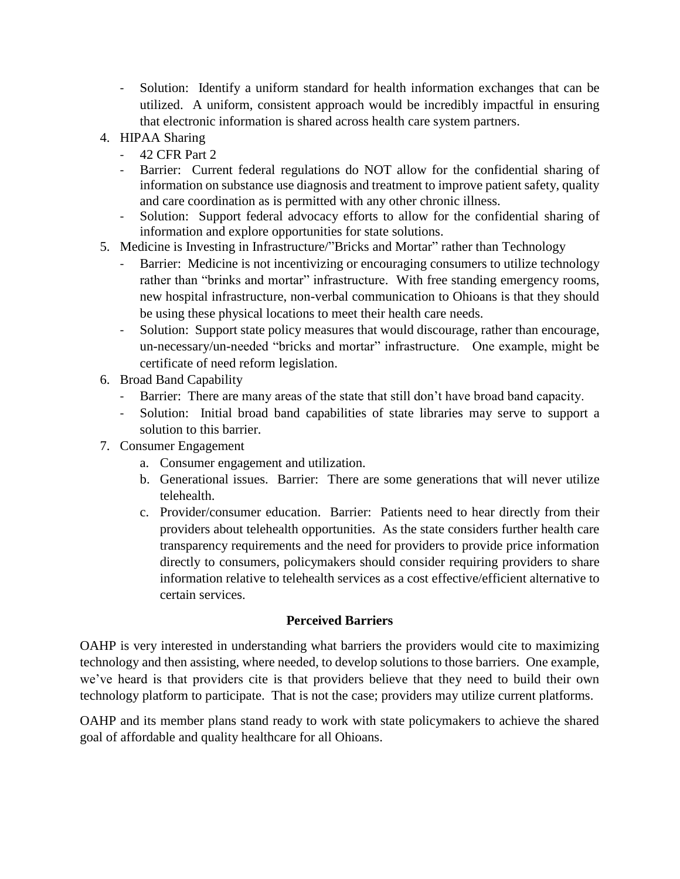- Solution: Identify a uniform standard for health information exchanges that can be utilized. A uniform, consistent approach would be incredibly impactful in ensuring that electronic information is shared across health care system partners.

4. HIPAA Sharing
   - 42 CFR Part 2
   - Barrier: Current federal regulations do NOT allow for the confidential sharing of information on substance use diagnosis and treatment to improve patient safety, quality and care coordination as is permitted with any other chronic illness.
   - Solution: Support federal advocacy efforts to allow for the confidential sharing of information and explore opportunities for state solutions.
5. Medicine is Investing in Infrastructure/"Bricks and Mortar" rather than Technology
   - Barrier: Medicine is not incentivizing or encouraging consumers to utilize technology rather than "brinks and mortar" infrastructure. With free standing emergency rooms, new hospital infrastructure, non-verbal communication to Ohioans is that they should be using these physical locations to meet their health care needs.
   - Solution: Support state policy measures that would discourage, rather than encourage, un-necessary/un-needed "bricks and mortar" infrastructure. One example, might be certificate of need reform legislation.
6. Broad Band Capability
   - Barrier: There are many areas of the state that still don't have broad band capacity.
   - Solution: Initial broad band capabilities of state libraries may serve to support a solution to this barrier.
7. Consumer Engagement
   a. Consumer engagement and utilization.
   b. Generational issues. Barrier: There are some generations that will never utilize telehealth.
   c. Provider/consumer education. Barrier: Patients need to hear directly from their providers about telehealth opportunities. As the state considers further health care transparency requirements and the need for providers to provide price information directly to consumers, policymakers should consider requiring providers to share information relative to telehealth services as a cost effective/efficient alternative to certain services.

## Perceived Barriers

OAHP is very interested in understanding what barriers the providers would cite to maximizing technology and then assisting, where needed, to develop solutions to those barriers. One example, we've heard is that providers cite is that providers believe that they need to build their own technology platform to participate. That is not the case; providers may utilize current platforms.

OAHP and its member plans stand ready to work with state policymakers to achieve the shared goal of affordable and quality healthcare for all Ohioans.